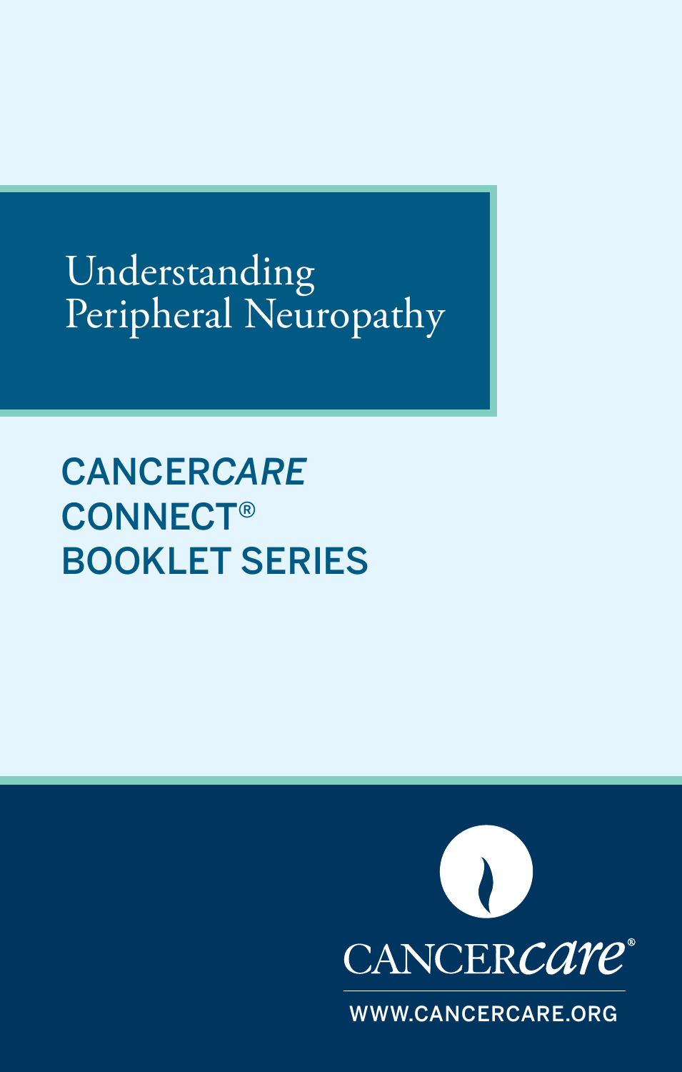# Understanding Peripheral Neuropathy

CANCER*CARE* CONNECT® BOOKLET SERIES

CANCER*care*®

WWW.CANCERCARE.ORG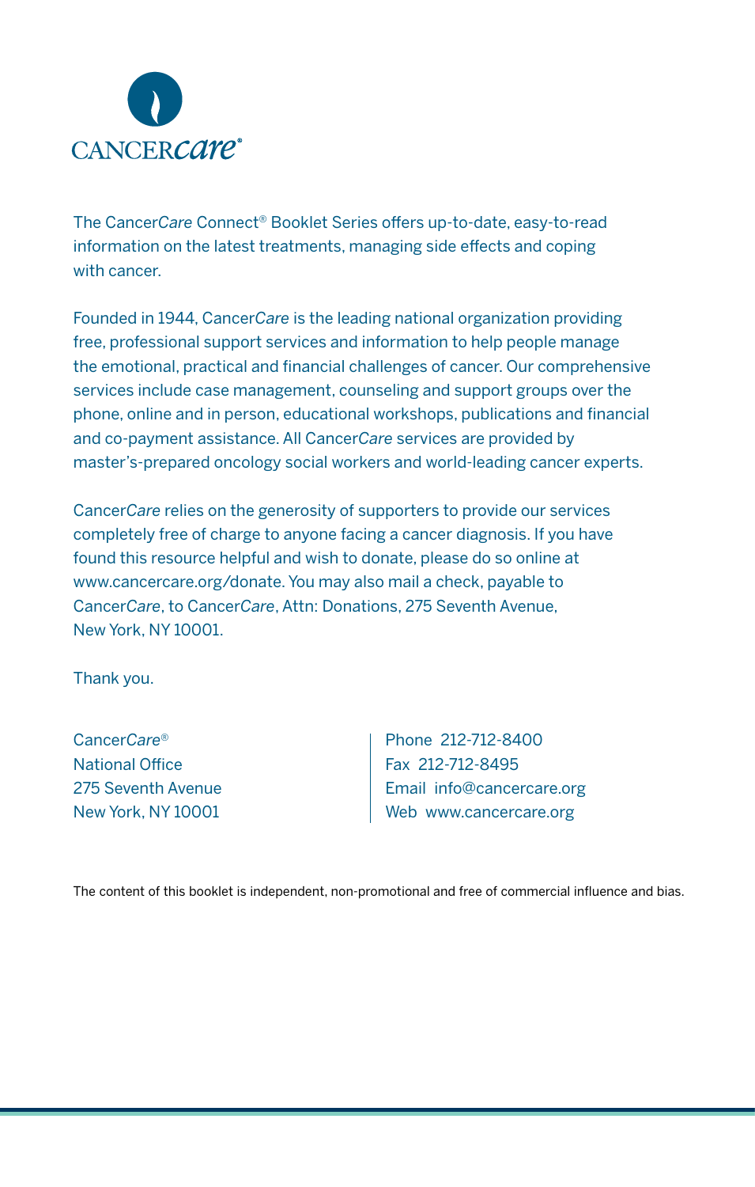The Cancer*Care* Connect® Booklet Series offers up-to-date, easy-to-read information on the latest treatments, managing side effects and coping with cancer.

Founded in 1944, Cancer*Care* is the leading national organization providing free, professional support services and information to help people manage the emotional, practical and financial challenges of cancer. Our comprehensive services include case management, counseling and support groups over the phone, online and in person, educational workshops, publications and financial and co-payment assistance. All Cancer*Care* services are provided by master's-prepared oncology social workers and world-leading cancer experts.

Cancer*Care* relies on the generosity of supporters to provide our services completely free of charge to anyone facing a cancer diagnosis. If you have found this resource helpful and wish to donate, please do so online at www.cancercare.org/donate. You may also mail a check, payable to Cancer*Care*, to Cancer*Care*, Attn: Donations, 275 Seventh Avenue, New York, NY 10001.

Thank you.

Cancer*Care*®
National Office
275 Seventh Avenue
New York, NY 10001

Phone 212-712-8400
Fax 212-712-8495
Email info@cancercare.org
Web www.cancercare.org

The content of this booklet is independent, non-promotional and free of commercial influence and bias.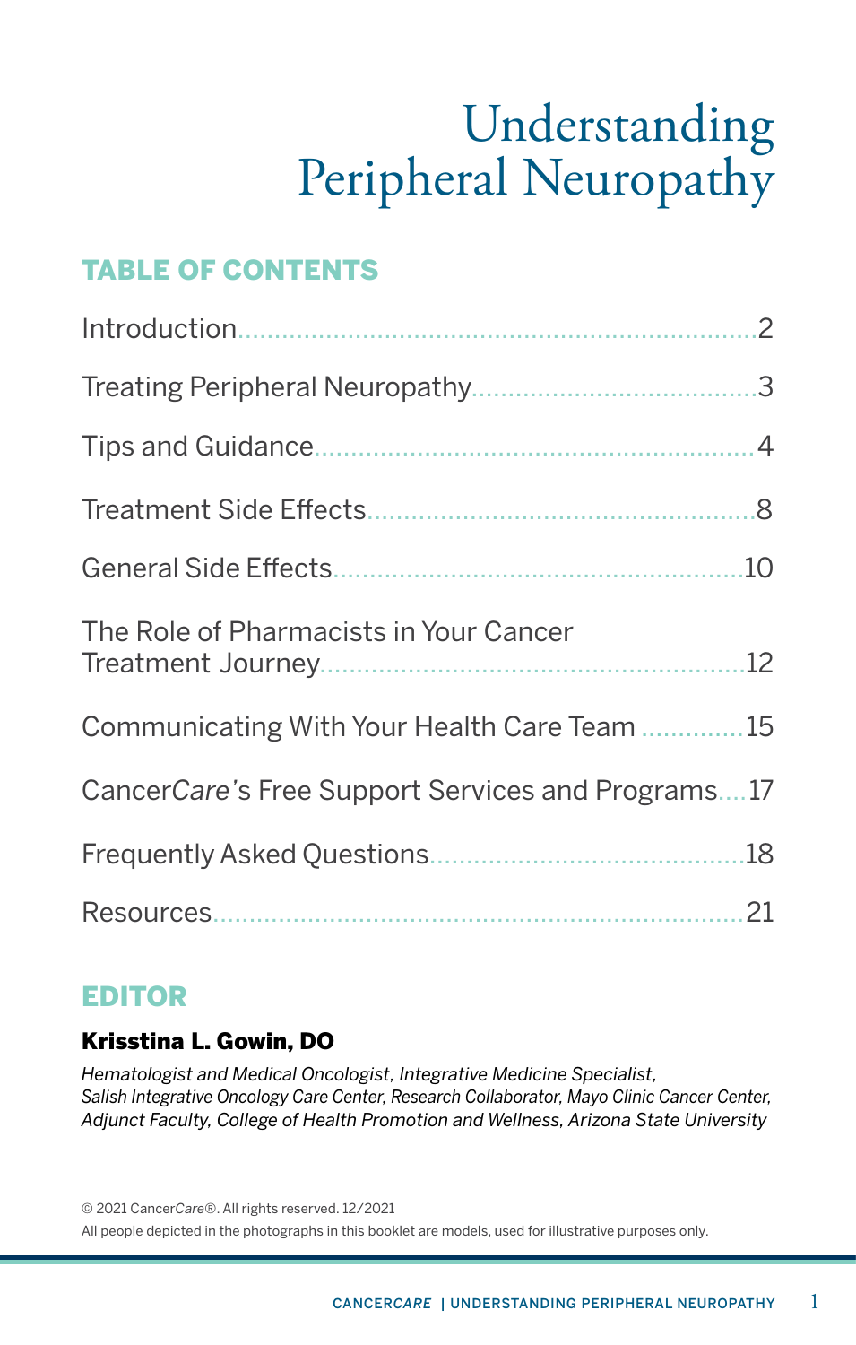# Understanding Peripheral Neuropathy

## TABLE OF CONTENTS

Introduction........................................................................2

Treating Peripheral Neuropathy.......................................3

Tips and Guidance...........................................................4

Treatment Side Effects......................................................8

General Side Effects........................................................10

The Role of Pharmacists in Your Cancer Treatment Journey.........................................................12

Communicating With Your Health Care Team ..............15

Cancer*Care*'s Free Support Services and Programs....17

Frequently Asked Questions...........................................18

Resources........................................................................21

## EDITOR

**Krisstina L. Gowin, DO**

*Hematologist and Medical Oncologist, Integrative Medicine Specialist, Salish Integrative Oncology Care Center, Research Collaborator, Mayo Clinic Cancer Center, Adjunct Faculty, College of Health Promotion and Wellness, Arizona State University*

© 2021 Cancer*Care*®. All rights reserved. 12/2021

All people depicted in the photographs in this booklet are models, used for illustrative purposes only.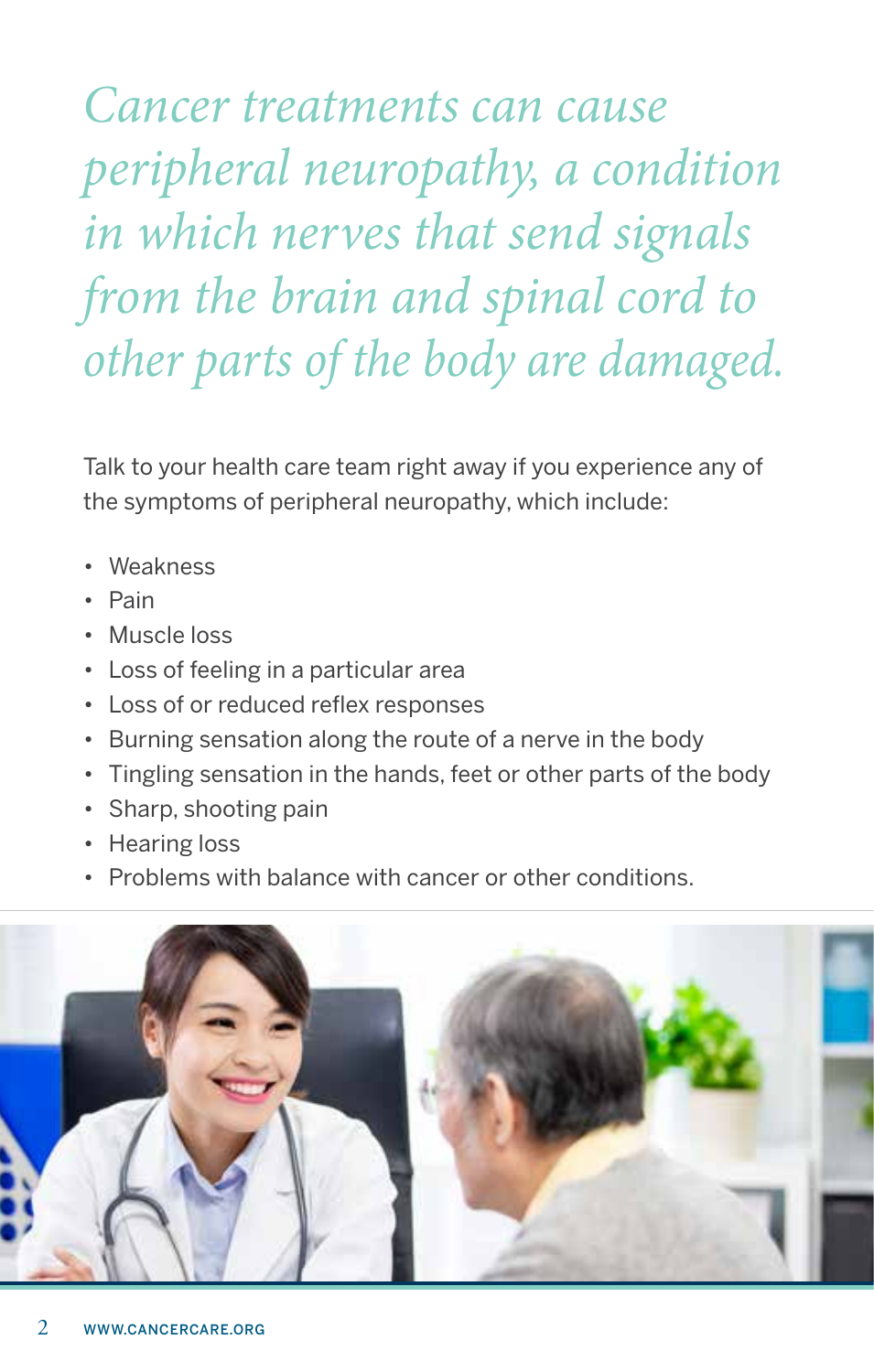*Cancer treatments can cause peripheral neuropathy, a condition in which nerves that send signals from the brain and spinal cord to other parts of the body are damaged.*

Talk to your health care team right away if you experience any of the symptoms of peripheral neuropathy, which include:

- Weakness
- Pain
- Muscle loss
- Loss of feeling in a particular area
- Loss of or reduced reflex responses
- Burning sensation along the route of a nerve in the body
- Tingling sensation in the hands, feet or other parts of the body
- Sharp, shooting pain
- Hearing loss
- Problems with balance with cancer or other conditions.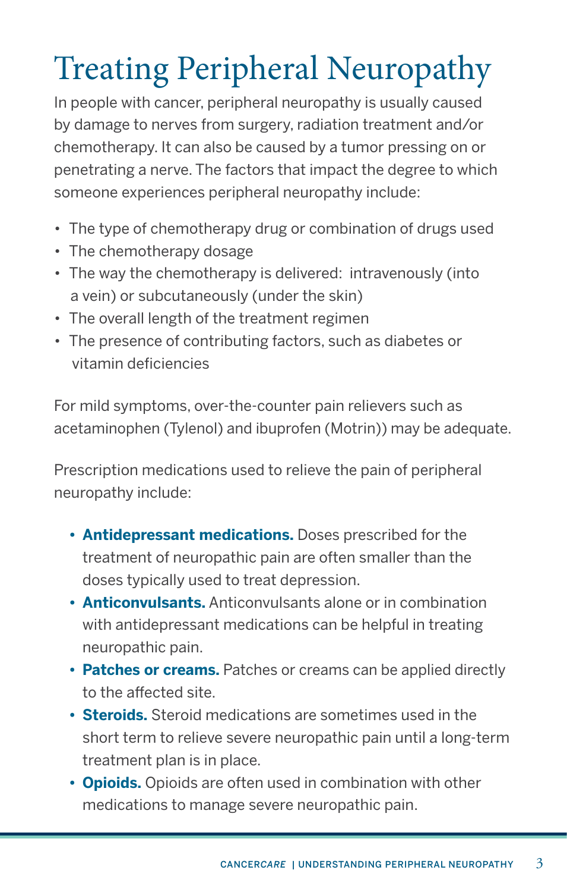# Treating Peripheral Neuropathy

In people with cancer, peripheral neuropathy is usually caused by damage to nerves from surgery, radiation treatment and/or chemotherapy. It can also be caused by a tumor pressing on or penetrating a nerve. The factors that impact the degree to which someone experiences peripheral neuropathy include:

- The type of chemotherapy drug or combination of drugs used
- The chemotherapy dosage
- The way the chemotherapy is delivered: intravenously (into a vein) or subcutaneously (under the skin)
- The overall length of the treatment regimen
- The presence of contributing factors, such as diabetes or vitamin deficiencies

For mild symptoms, over-the-counter pain relievers such as acetaminophen (Tylenol) and ibuprofen (Motrin)) may be adequate.

Prescription medications used to relieve the pain of peripheral neuropathy include:

- **Antidepressant medications.** Doses prescribed for the treatment of neuropathic pain are often smaller than the doses typically used to treat depression.
- **Anticonvulsants.** Anticonvulsants alone or in combination with antidepressant medications can be helpful in treating neuropathic pain.
- **Patches or creams.** Patches or creams can be applied directly to the affected site.
- **Steroids.** Steroid medications are sometimes used in the short term to relieve severe neuropathic pain until a long-term treatment plan is in place.
- **Opioids.** Opioids are often used in combination with other medications to manage severe neuropathic pain.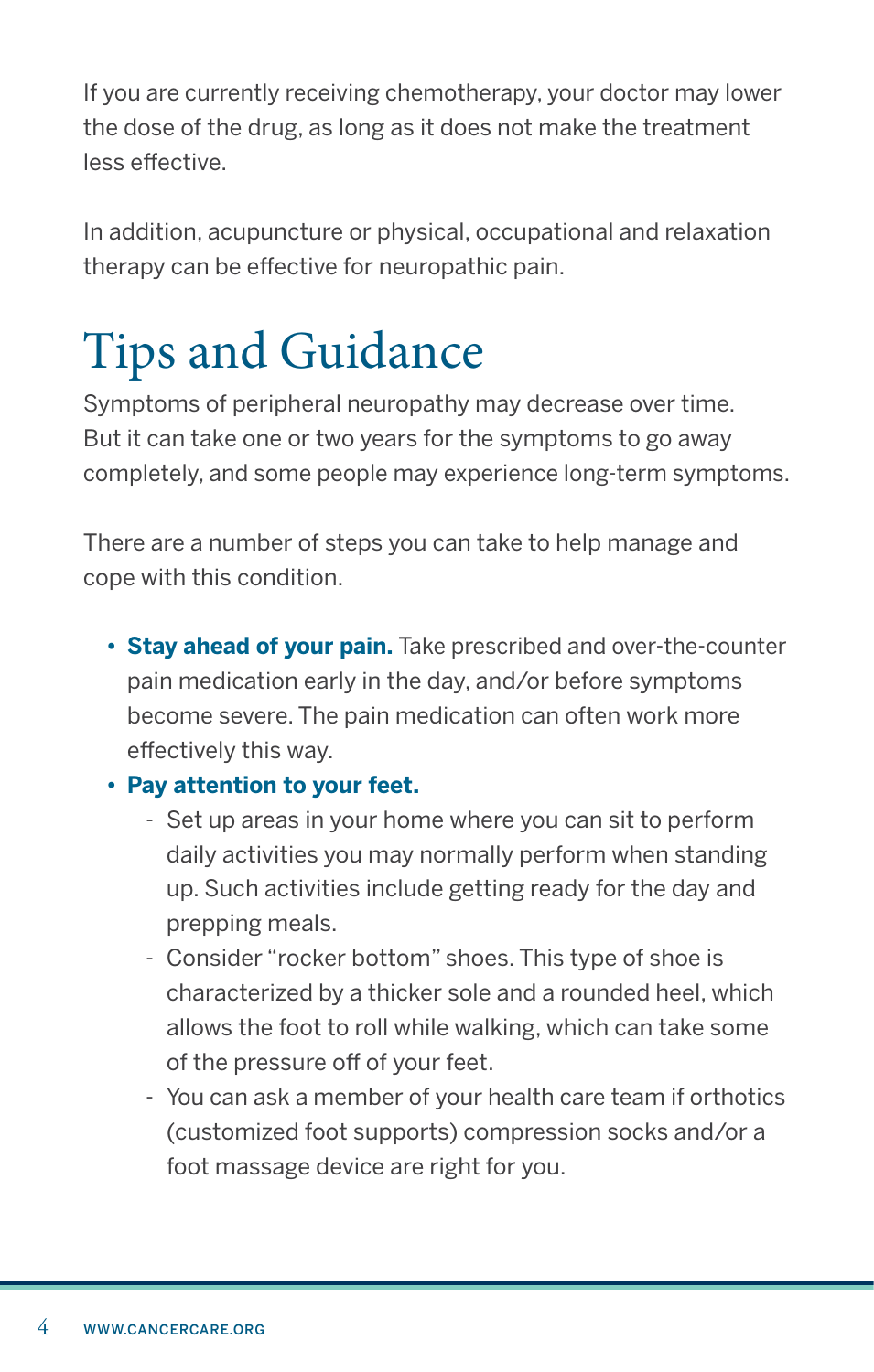If you are currently receiving chemotherapy, your doctor may lower the dose of the drug, as long as it does not make the treatment less effective.

In addition, acupuncture or physical, occupational and relaxation therapy can be effective for neuropathic pain.

# Tips and Guidance

Symptoms of peripheral neuropathy may decrease over time. But it can take one or two years for the symptoms to go away completely, and some people may experience long-term symptoms.

There are a number of steps you can take to help manage and cope with this condition.

- **Stay ahead of your pain.** Take prescribed and over-the-counter pain medication early in the day, and/or before symptoms become severe. The pain medication can often work more effectively this way.
- **Pay attention to your feet.**
  - Set up areas in your home where you can sit to perform daily activities you may normally perform when standing up. Such activities include getting ready for the day and prepping meals.
  - Consider "rocker bottom" shoes. This type of shoe is characterized by a thicker sole and a rounded heel, which allows the foot to roll while walking, which can take some of the pressure off of your feet.
  - You can ask a member of your health care team if orthotics (customized foot supports) compression socks and/or a foot massage device are right for you.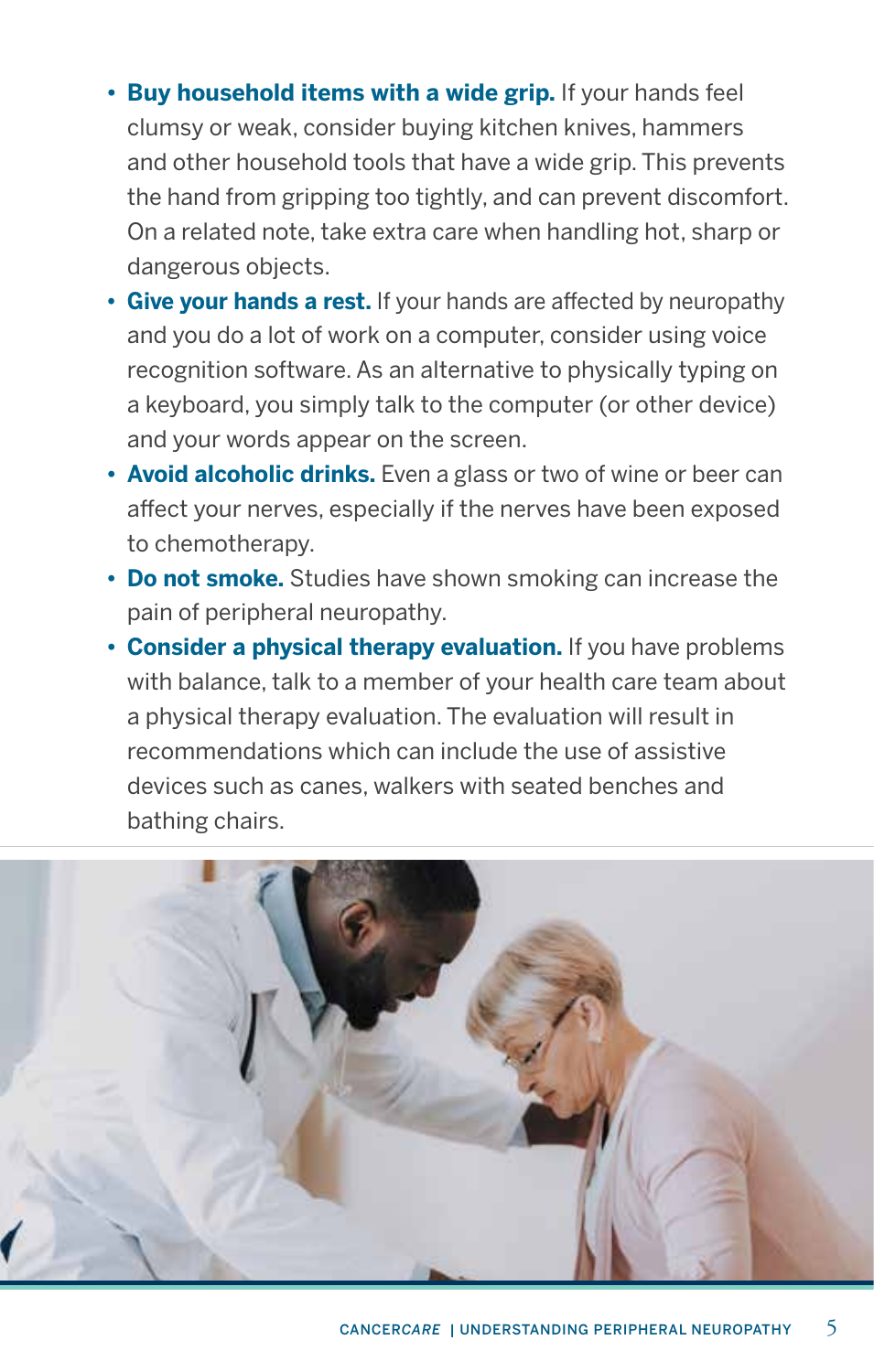- **Buy household items with a wide grip.** If your hands feel clumsy or weak, consider buying kitchen knives, hammers and other household tools that have a wide grip. This prevents the hand from gripping too tightly, and can prevent discomfort. On a related note, take extra care when handling hot, sharp or dangerous objects.
- **Give your hands a rest.** If your hands are affected by neuropathy and you do a lot of work on a computer, consider using voice recognition software. As an alternative to physically typing on a keyboard, you simply talk to the computer (or other device) and your words appear on the screen.
- **Avoid alcoholic drinks.** Even a glass or two of wine or beer can affect your nerves, especially if the nerves have been exposed to chemotherapy.
- **Do not smoke.** Studies have shown smoking can increase the pain of peripheral neuropathy.
- **Consider a physical therapy evaluation.** If you have problems with balance, talk to a member of your health care team about a physical therapy evaluation. The evaluation will result in recommendations which can include the use of assistive devices such as canes, walkers with seated benches and bathing chairs.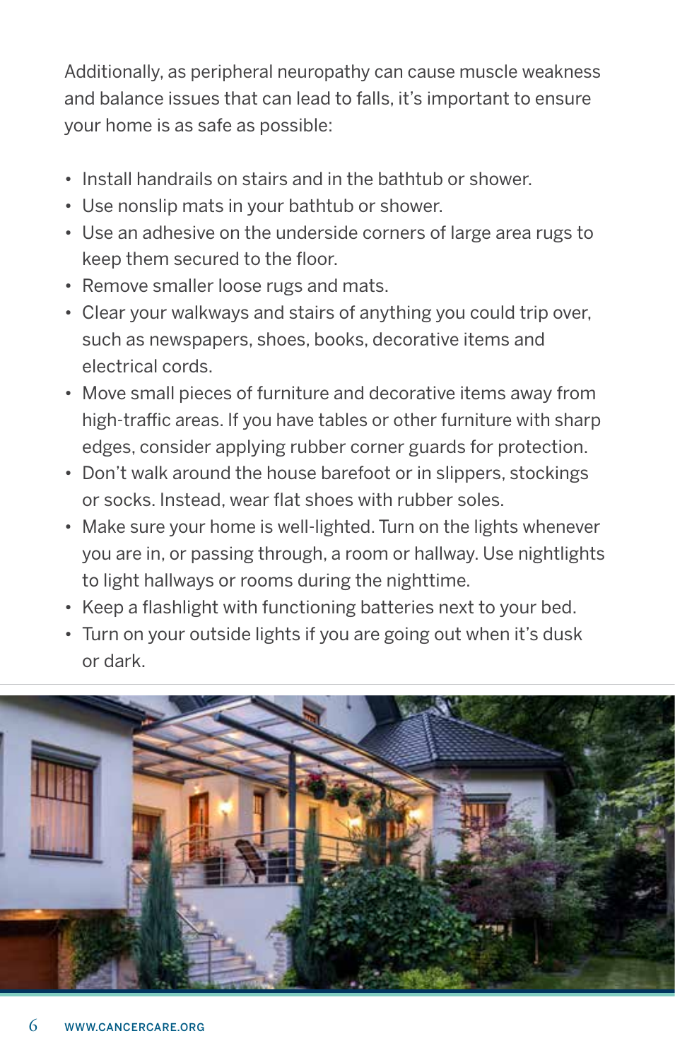Additionally, as peripheral neuropathy can cause muscle weakness and balance issues that can lead to falls, it's important to ensure your home is as safe as possible:

- Install handrails on stairs and in the bathtub or shower.
- Use nonslip mats in your bathtub or shower.
- Use an adhesive on the underside corners of large area rugs to keep them secured to the floor.
- Remove smaller loose rugs and mats.
- Clear your walkways and stairs of anything you could trip over, such as newspapers, shoes, books, decorative items and electrical cords.
- Move small pieces of furniture and decorative items away from high-traffic areas. If you have tables or other furniture with sharp edges, consider applying rubber corner guards for protection.
- Don't walk around the house barefoot or in slippers, stockings or socks. Instead, wear flat shoes with rubber soles.
- Make sure your home is well-lighted. Turn on the lights whenever you are in, or passing through, a room or hallway. Use nightlights to light hallways or rooms during the nighttime.
- Keep a flashlight with functioning batteries next to your bed.
- Turn on your outside lights if you are going out when it's dusk or dark.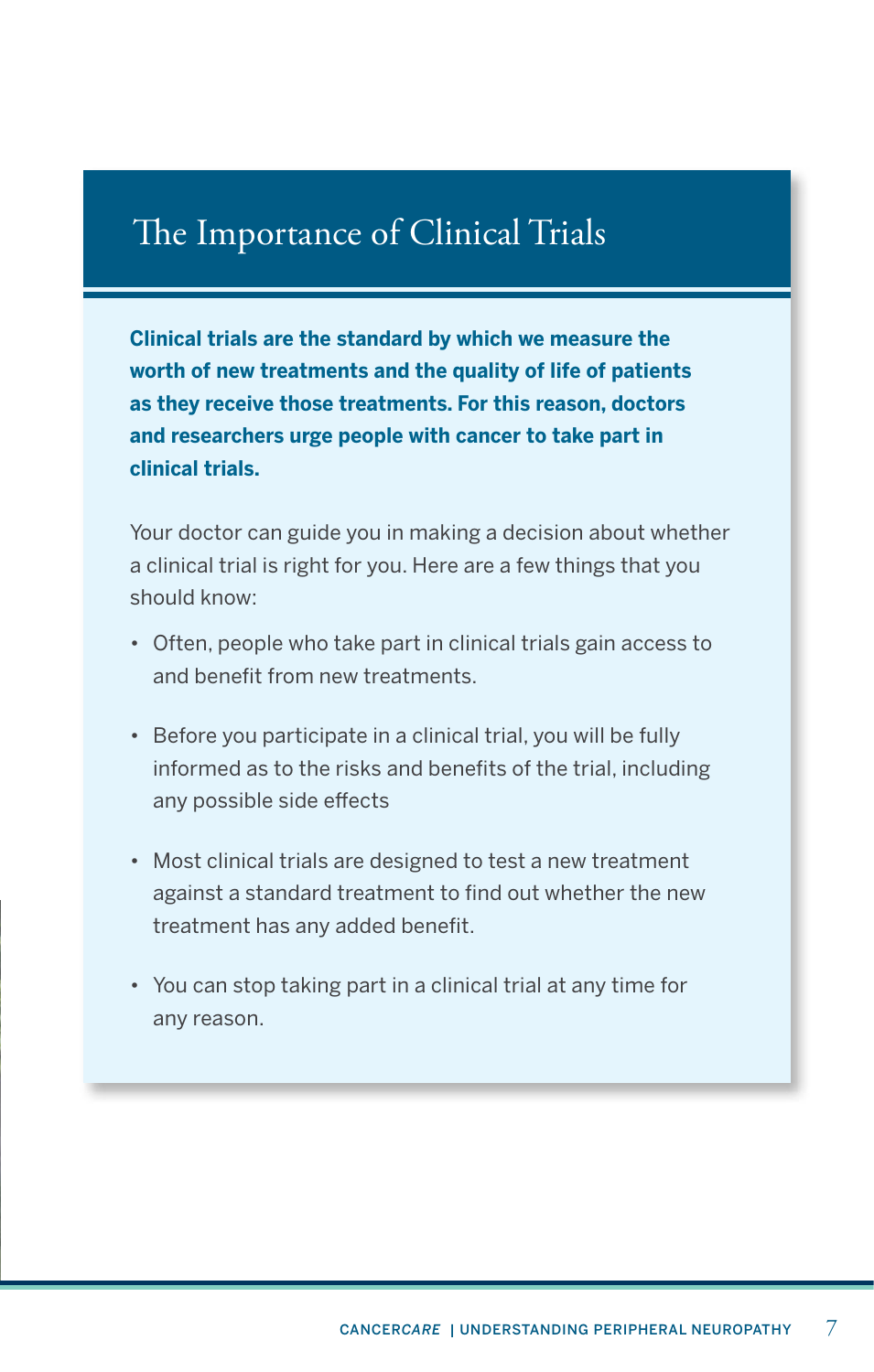## The Importance of Clinical Trials

**Clinical trials are the standard by which we measure the worth of new treatments and the quality of life of patients as they receive those treatments. For this reason, doctors and researchers urge people with cancer to take part in clinical trials.**

Your doctor can guide you in making a decision about whether a clinical trial is right for you. Here are a few things that you should know:

- Often, people who take part in clinical trials gain access to and benefit from new treatments.
- Before you participate in a clinical trial, you will be fully informed as to the risks and benefits of the trial, including any possible side effects
- Most clinical trials are designed to test a new treatment against a standard treatment to find out whether the new treatment has any added benefit.
- You can stop taking part in a clinical trial at any time for any reason.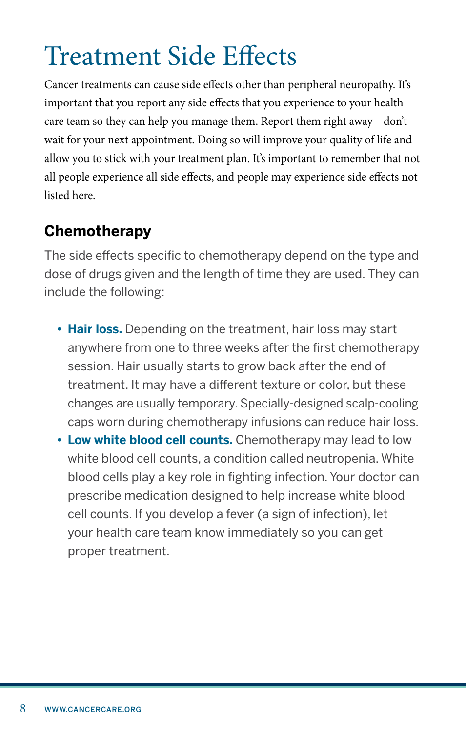# Treatment Side Effects

Cancer treatments can cause side effects other than peripheral neuropathy. It's important that you report any side effects that you experience to your health care team so they can help you manage them. Report them right away—don't wait for your next appointment. Doing so will improve your quality of life and allow you to stick with your treatment plan. It's important to remember that not all people experience all side effects, and people may experience side effects not listed here.

## Chemotherapy

The side effects specific to chemotherapy depend on the type and dose of drugs given and the length of time they are used. They can include the following:

- **Hair loss.** Depending on the treatment, hair loss may start anywhere from one to three weeks after the first chemotherapy session. Hair usually starts to grow back after the end of treatment. It may have a different texture or color, but these changes are usually temporary. Specially-designed scalp-cooling caps worn during chemotherapy infusions can reduce hair loss.
- **Low white blood cell counts.** Chemotherapy may lead to low white blood cell counts, a condition called neutropenia. White blood cells play a key role in fighting infection. Your doctor can prescribe medication designed to help increase white blood cell counts. If you develop a fever (a sign of infection), let your health care team know immediately so you can get proper treatment.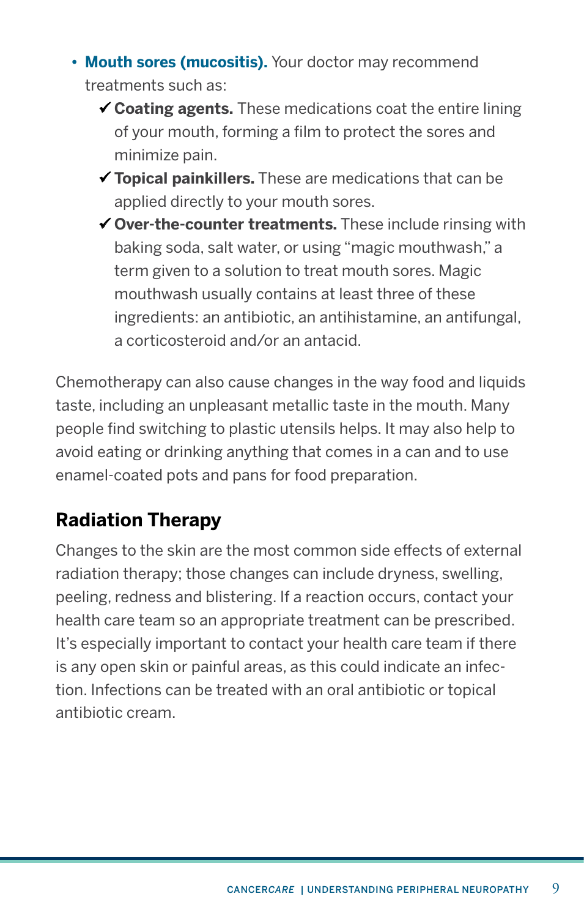- **Mouth sores (mucositis).** Your doctor may recommend treatments such as:
  - ✓ **Coating agents.** These medications coat the entire lining of your mouth, forming a film to protect the sores and minimize pain.
  - ✓ **Topical painkillers.** These are medications that can be applied directly to your mouth sores.
  - ✓ **Over-the-counter treatments.** These include rinsing with baking soda, salt water, or using "magic mouthwash," a term given to a solution to treat mouth sores. Magic mouthwash usually contains at least three of these ingredients: an antibiotic, an antihistamine, an antifungal, a corticosteroid and/or an antacid.

Chemotherapy can also cause changes in the way food and liquids taste, including an unpleasant metallic taste in the mouth. Many people find switching to plastic utensils helps. It may also help to avoid eating or drinking anything that comes in a can and to use enamel-coated pots and pans for food preparation.

## Radiation Therapy

Changes to the skin are the most common side effects of external radiation therapy; those changes can include dryness, swelling, peeling, redness and blistering. If a reaction occurs, contact your health care team so an appropriate treatment can be prescribed. It's especially important to contact your health care team if there is any open skin or painful areas, as this could indicate an infection. Infections can be treated with an oral antibiotic or topical antibiotic cream.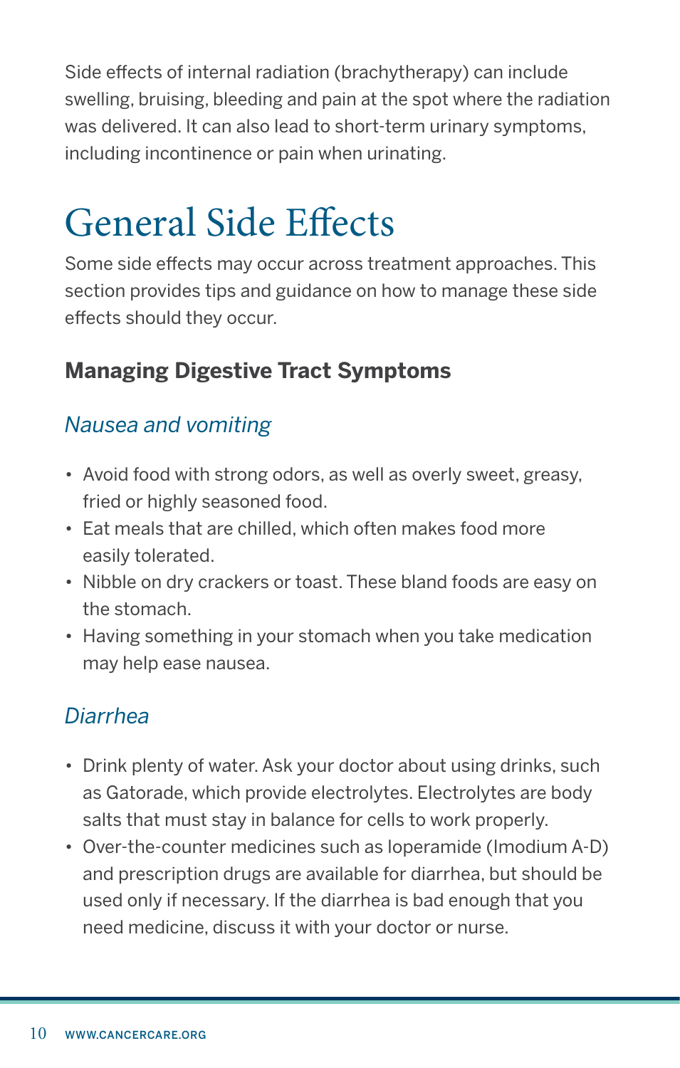Side effects of internal radiation (brachytherapy) can include swelling, bruising, bleeding and pain at the spot where the radiation was delivered. It can also lead to short-term urinary symptoms, including incontinence or pain when urinating.

# General Side Effects

Some side effects may occur across treatment approaches. This section provides tips and guidance on how to manage these side effects should they occur.

## Managing Digestive Tract Symptoms

### *Nausea and vomiting*

- Avoid food with strong odors, as well as overly sweet, greasy, fried or highly seasoned food.
- Eat meals that are chilled, which often makes food more easily tolerated.
- Nibble on dry crackers or toast. These bland foods are easy on the stomach.
- Having something in your stomach when you take medication may help ease nausea.

### *Diarrhea*

- Drink plenty of water. Ask your doctor about using drinks, such as Gatorade, which provide electrolytes. Electrolytes are body salts that must stay in balance for cells to work properly.
- Over-the-counter medicines such as loperamide (Imodium A-D) and prescription drugs are available for diarrhea, but should be used only if necessary. If the diarrhea is bad enough that you need medicine, discuss it with your doctor or nurse.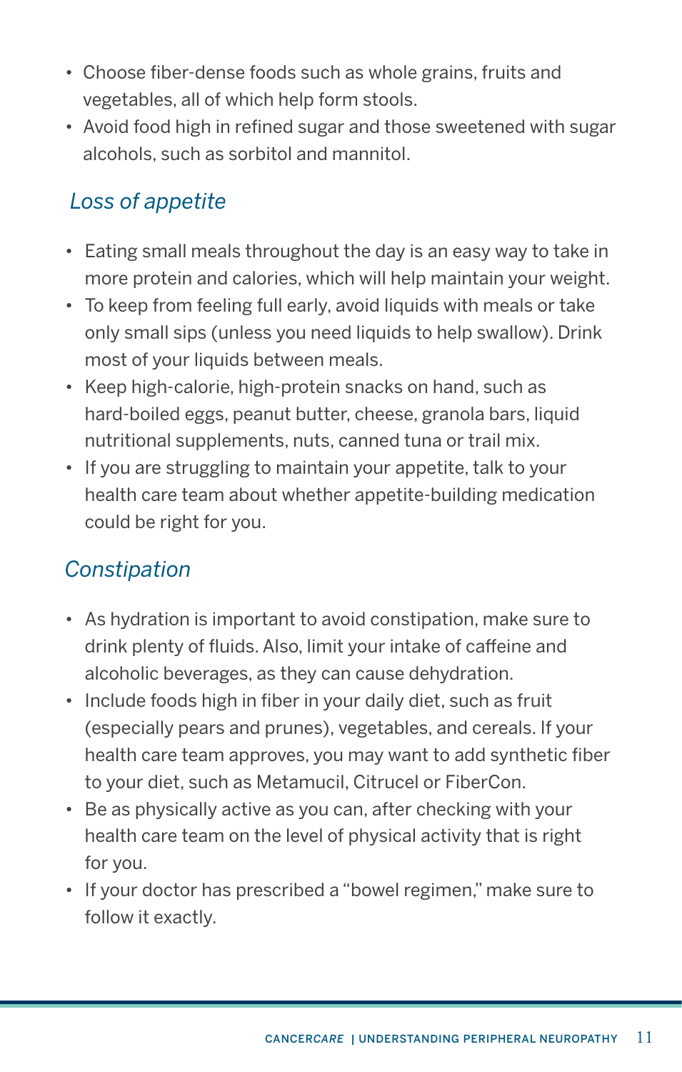- Choose fiber-dense foods such as whole grains, fruits and vegetables, all of which help form stools.
- Avoid food high in refined sugar and those sweetened with sugar alcohols, such as sorbitol and mannitol.

### *Loss of appetite*

- Eating small meals throughout the day is an easy way to take in more protein and calories, which will help maintain your weight.
- To keep from feeling full early, avoid liquids with meals or take only small sips (unless you need liquids to help swallow). Drink most of your liquids between meals.
- Keep high-calorie, high-protein snacks on hand, such as hard-boiled eggs, peanut butter, cheese, granola bars, liquid nutritional supplements, nuts, canned tuna or trail mix.
- If you are struggling to maintain your appetite, talk to your health care team about whether appetite-building medication could be right for you.

### *Constipation*

- As hydration is important to avoid constipation, make sure to drink plenty of fluids. Also, limit your intake of caffeine and alcoholic beverages, as they can cause dehydration.
- Include foods high in fiber in your daily diet, such as fruit (especially pears and prunes), vegetables, and cereals. If your health care team approves, you may want to add synthetic fiber to your diet, such as Metamucil, Citrucel or FiberCon.
- Be as physically active as you can, after checking with your health care team on the level of physical activity that is right for you.
- If your doctor has prescribed a "bowel regimen," make sure to follow it exactly.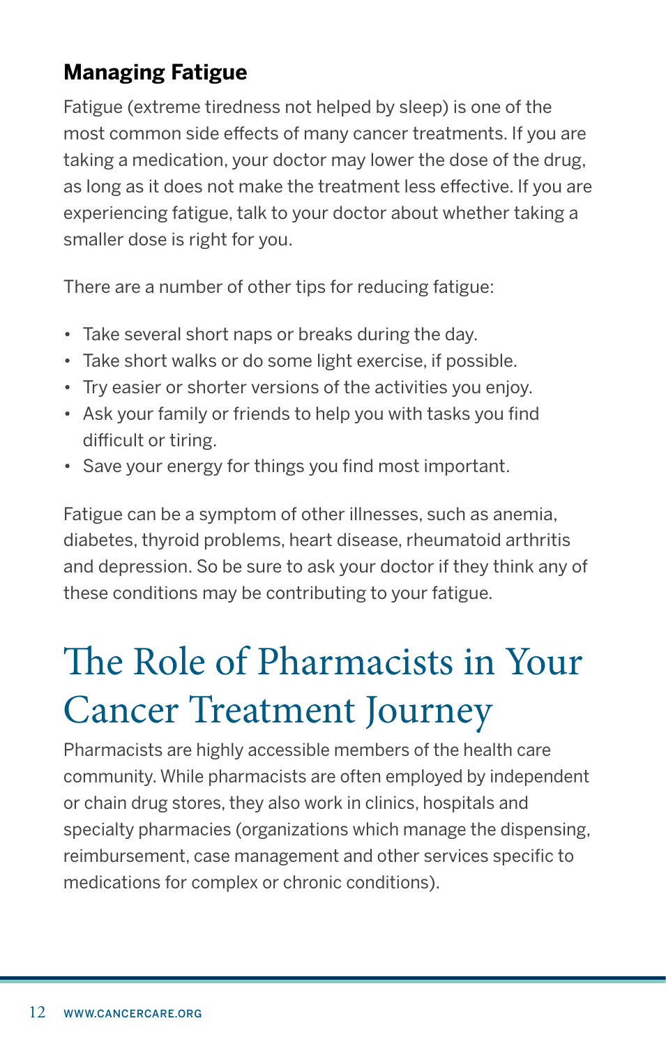### Managing Fatigue

Fatigue (extreme tiredness not helped by sleep) is one of the most common side effects of many cancer treatments. If you are taking a medication, your doctor may lower the dose of the drug, as long as it does not make the treatment less effective. If you are experiencing fatigue, talk to your doctor about whether taking a smaller dose is right for you.

There are a number of other tips for reducing fatigue:

- Take several short naps or breaks during the day.
- Take short walks or do some light exercise, if possible.
- Try easier or shorter versions of the activities you enjoy.
- Ask your family or friends to help you with tasks you find difficult or tiring.
- Save your energy for things you find most important.

Fatigue can be a symptom of other illnesses, such as anemia, diabetes, thyroid problems, heart disease, rheumatoid arthritis and depression. So be sure to ask your doctor if they think any of these conditions may be contributing to your fatigue.

## The Role of Pharmacists in Your Cancer Treatment Journey

Pharmacists are highly accessible members of the health care community. While pharmacists are often employed by independent or chain drug stores, they also work in clinics, hospitals and specialty pharmacies (organizations which manage the dispensing, reimbursement, case management and other services specific to medications for complex or chronic conditions).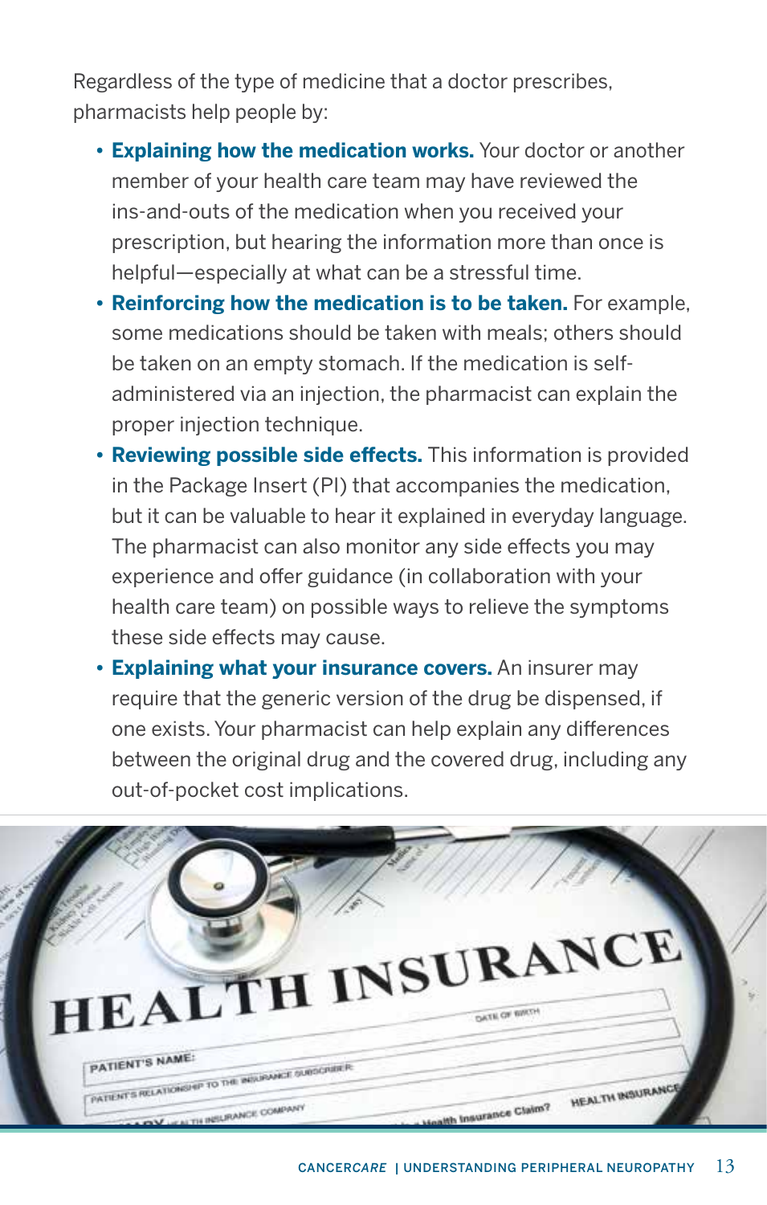Regardless of the type of medicine that a doctor prescribes, pharmacists help people by:

- **Explaining how the medication works.** Your doctor or another member of your health care team may have reviewed the ins-and-outs of the medication when you received your prescription, but hearing the information more than once is helpful—especially at what can be a stressful time.
- **Reinforcing how the medication is to be taken.** For example, some medications should be taken with meals; others should be taken on an empty stomach. If the medication is self-administered via an injection, the pharmacist can explain the proper injection technique.
- **Reviewing possible side effects.** This information is provided in the Package Insert (PI) that accompanies the medication, but it can be valuable to hear it explained in everyday language. The pharmacist can also monitor any side effects you may experience and offer guidance (in collaboration with your health care team) on possible ways to relieve the symptoms these side effects may cause.
- **Explaining what your insurance covers.** An insurer may require that the generic version of the drug be dispensed, if one exists. Your pharmacist can help explain any differences between the original drug and the covered drug, including any out-of-pocket cost implications.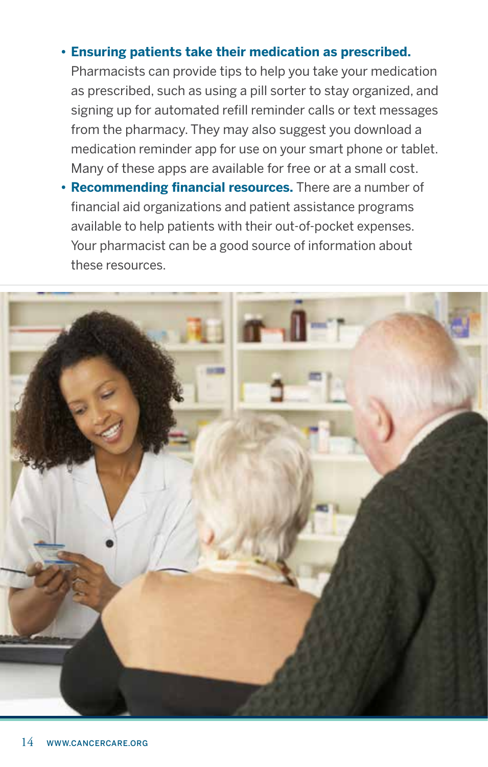- **Ensuring patients take their medication as prescribed.** Pharmacists can provide tips to help you take your medication as prescribed, such as using a pill sorter to stay organized, and signing up for automated refill reminder calls or text messages from the pharmacy. They may also suggest you download a medication reminder app for use on your smart phone or tablet. Many of these apps are available for free or at a small cost.
- **Recommending financial resources.** There are a number of financial aid organizations and patient assistance programs available to help patients with their out-of-pocket expenses. Your pharmacist can be a good source of information about these resources.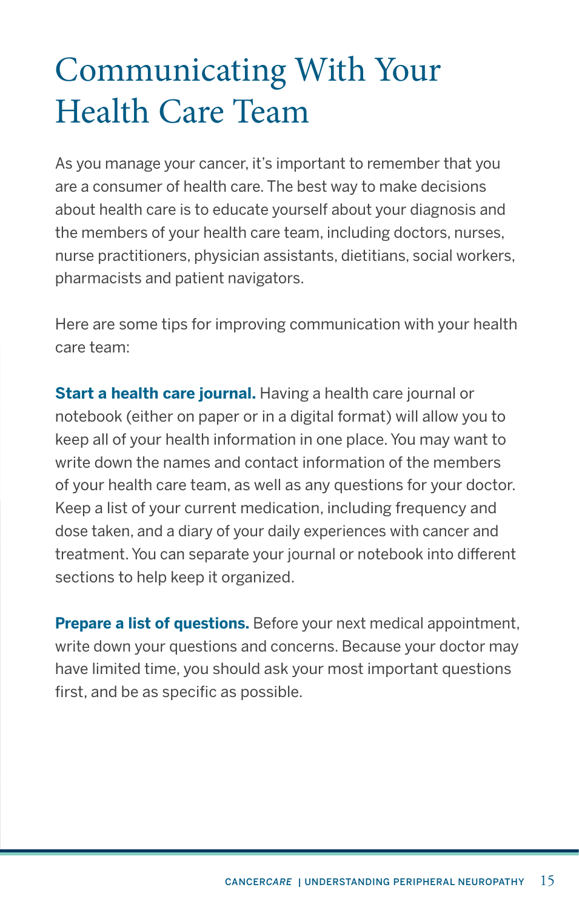# Communicating With Your Health Care Team

As you manage your cancer, it's important to remember that you are a consumer of health care. The best way to make decisions about health care is to educate yourself about your diagnosis and the members of your health care team, including doctors, nurses, nurse practitioners, physician assistants, dietitians, social workers, pharmacists and patient navigators.

Here are some tips for improving communication with your health care team:

**Start a health care journal.** Having a health care journal or notebook (either on paper or in a digital format) will allow you to keep all of your health information in one place. You may want to write down the names and contact information of the members of your health care team, as well as any questions for your doctor. Keep a list of your current medication, including frequency and dose taken, and a diary of your daily experiences with cancer and treatment. You can separate your journal or notebook into different sections to help keep it organized.

**Prepare a list of questions.** Before your next medical appointment, write down your questions and concerns. Because your doctor may have limited time, you should ask your most important questions first, and be as specific as possible.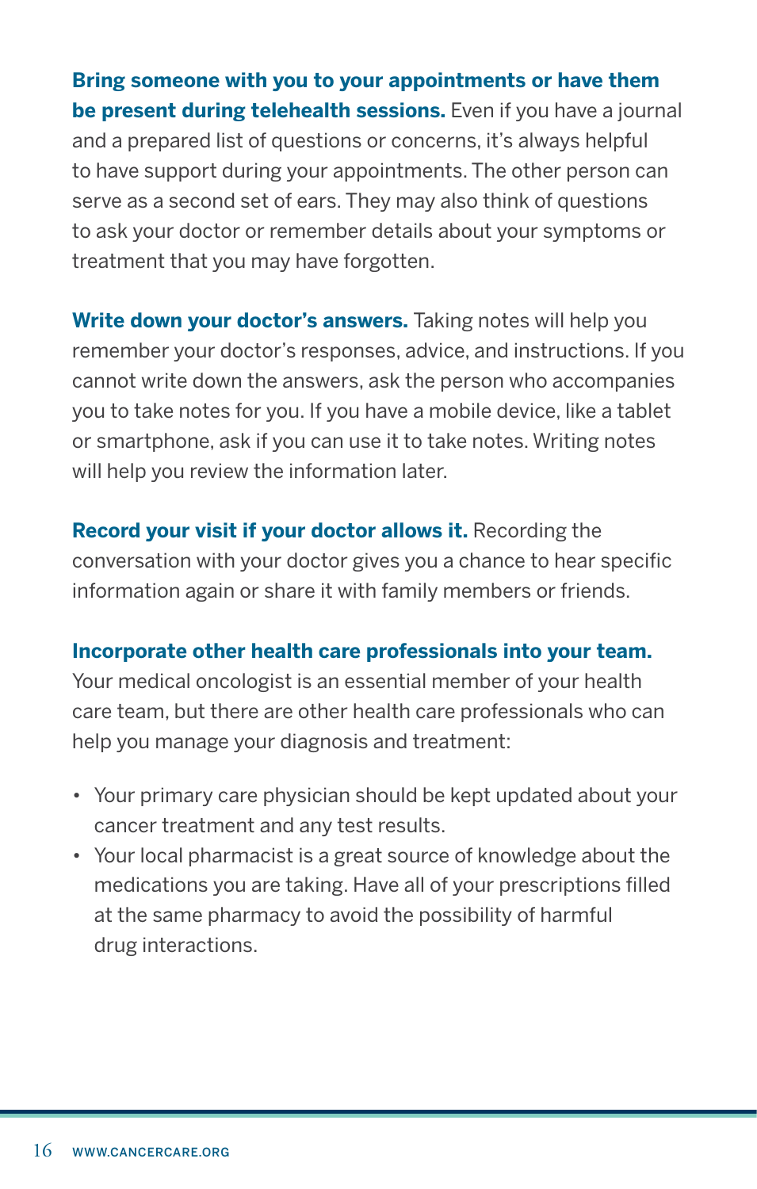**Bring someone with you to your appointments or have them be present during telehealth sessions.** Even if you have a journal and a prepared list of questions or concerns, it's always helpful to have support during your appointments. The other person can serve as a second set of ears. They may also think of questions to ask your doctor or remember details about your symptoms or treatment that you may have forgotten.

**Write down your doctor's answers.** Taking notes will help you remember your doctor's responses, advice, and instructions. If you cannot write down the answers, ask the person who accompanies you to take notes for you. If you have a mobile device, like a tablet or smartphone, ask if you can use it to take notes. Writing notes will help you review the information later.

**Record your visit if your doctor allows it.** Recording the conversation with your doctor gives you a chance to hear specific information again or share it with family members or friends.

**Incorporate other health care professionals into your team.** Your medical oncologist is an essential member of your health care team, but there are other health care professionals who can help you manage your diagnosis and treatment:

- Your primary care physician should be kept updated about your cancer treatment and any test results.
- Your local pharmacist is a great source of knowledge about the medications you are taking. Have all of your prescriptions filled at the same pharmacy to avoid the possibility of harmful drug interactions.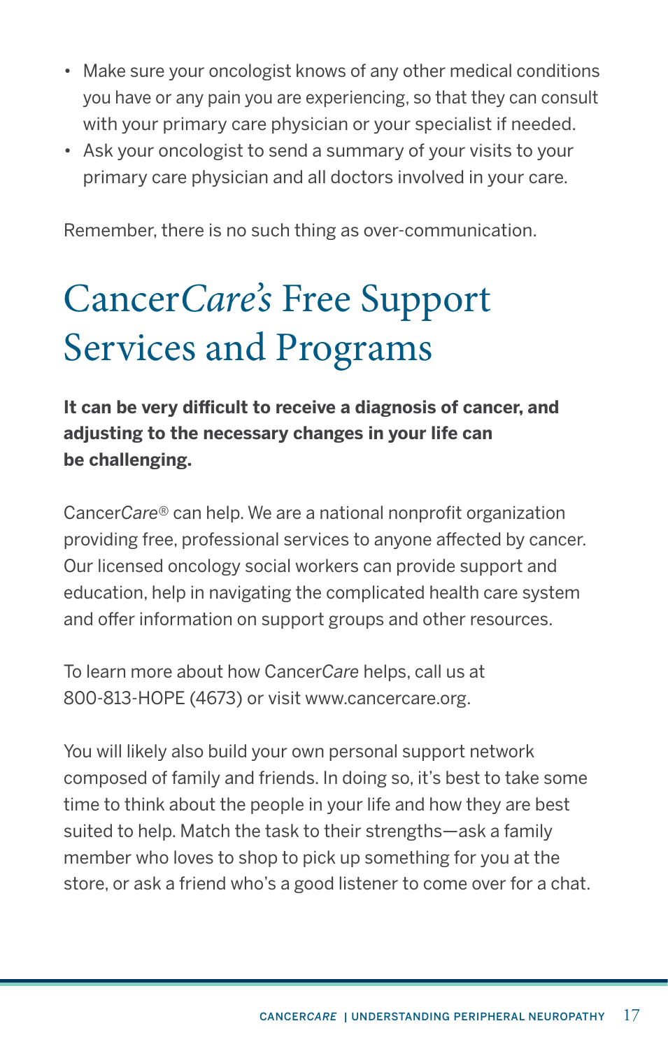- Make sure your oncologist knows of any other medical conditions you have or any pain you are experiencing, so that they can consult with your primary care physician or your specialist if needed.
- Ask your oncologist to send a summary of your visits to your primary care physician and all doctors involved in your care.

Remember, there is no such thing as over-communication.

# Cancer*Care's* Free Support Services and Programs

**It can be very difficult to receive a diagnosis of cancer, and adjusting to the necessary changes in your life can be challenging.**

Cancer*Care*® can help. We are a national nonprofit organization providing free, professional services to anyone affected by cancer. Our licensed oncology social workers can provide support and education, help in navigating the complicated health care system and offer information on support groups and other resources.

To learn more about how Cancer*Care* helps, call us at 800-813-HOPE (4673) or visit www.cancercare.org.

You will likely also build your own personal support network composed of family and friends. In doing so, it's best to take some time to think about the people in your life and how they are best suited to help. Match the task to their strengths—ask a family member who loves to shop to pick up something for you at the store, or ask a friend who's a good listener to come over for a chat.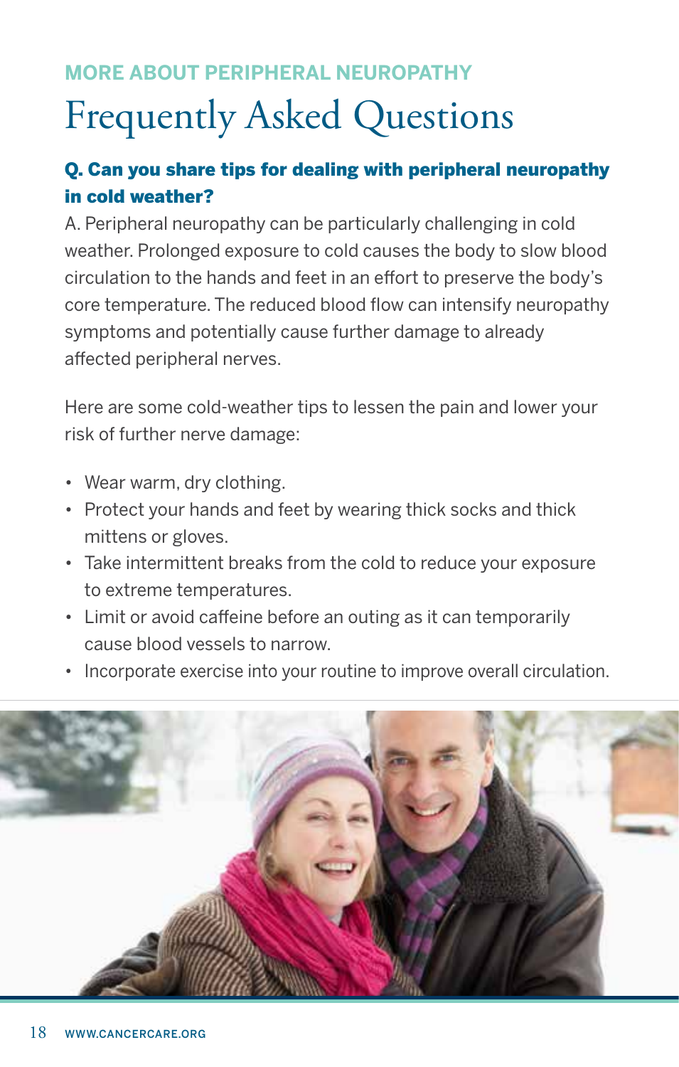MORE ABOUT PERIPHERAL NEUROPATHY

# Frequently Asked Questions

**Q. Can you share tips for dealing with peripheral neuropathy in cold weather?**

A. Peripheral neuropathy can be particularly challenging in cold weather. Prolonged exposure to cold causes the body to slow blood circulation to the hands and feet in an effort to preserve the body's core temperature. The reduced blood flow can intensify neuropathy symptoms and potentially cause further damage to already affected peripheral nerves.

Here are some cold-weather tips to lessen the pain and lower your risk of further nerve damage:

- Wear warm, dry clothing.
- Protect your hands and feet by wearing thick socks and thick mittens or gloves.
- Take intermittent breaks from the cold to reduce your exposure to extreme temperatures.
- Limit or avoid caffeine before an outing as it can temporarily cause blood vessels to narrow.
- Incorporate exercise into your routine to improve overall circulation.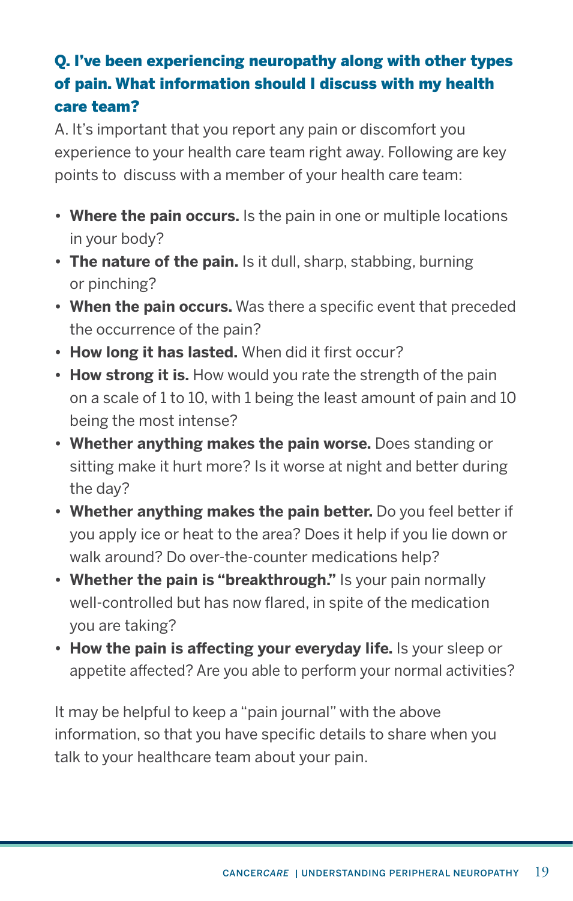**Q. I've been experiencing neuropathy along with other types of pain. What information should I discuss with my health care team?**

A. It's important that you report any pain or discomfort you experience to your health care team right away. Following are key points to discuss with a member of your health care team:

- **Where the pain occurs.** Is the pain in one or multiple locations in your body?
- **The nature of the pain.** Is it dull, sharp, stabbing, burning or pinching?
- **When the pain occurs.** Was there a specific event that preceded the occurrence of the pain?
- **How long it has lasted.** When did it first occur?
- **How strong it is.** How would you rate the strength of the pain on a scale of 1 to 10, with 1 being the least amount of pain and 10 being the most intense?
- **Whether anything makes the pain worse.** Does standing or sitting make it hurt more? Is it worse at night and better during the day?
- **Whether anything makes the pain better.** Do you feel better if you apply ice or heat to the area? Does it help if you lie down or walk around? Do over-the-counter medications help?
- **Whether the pain is "breakthrough."** Is your pain normally well-controlled but has now flared, in spite of the medication you are taking?
- **How the pain is affecting your everyday life.** Is your sleep or appetite affected? Are you able to perform your normal activities?

It may be helpful to keep a "pain journal" with the above information, so that you have specific details to share when you talk to your healthcare team about your pain.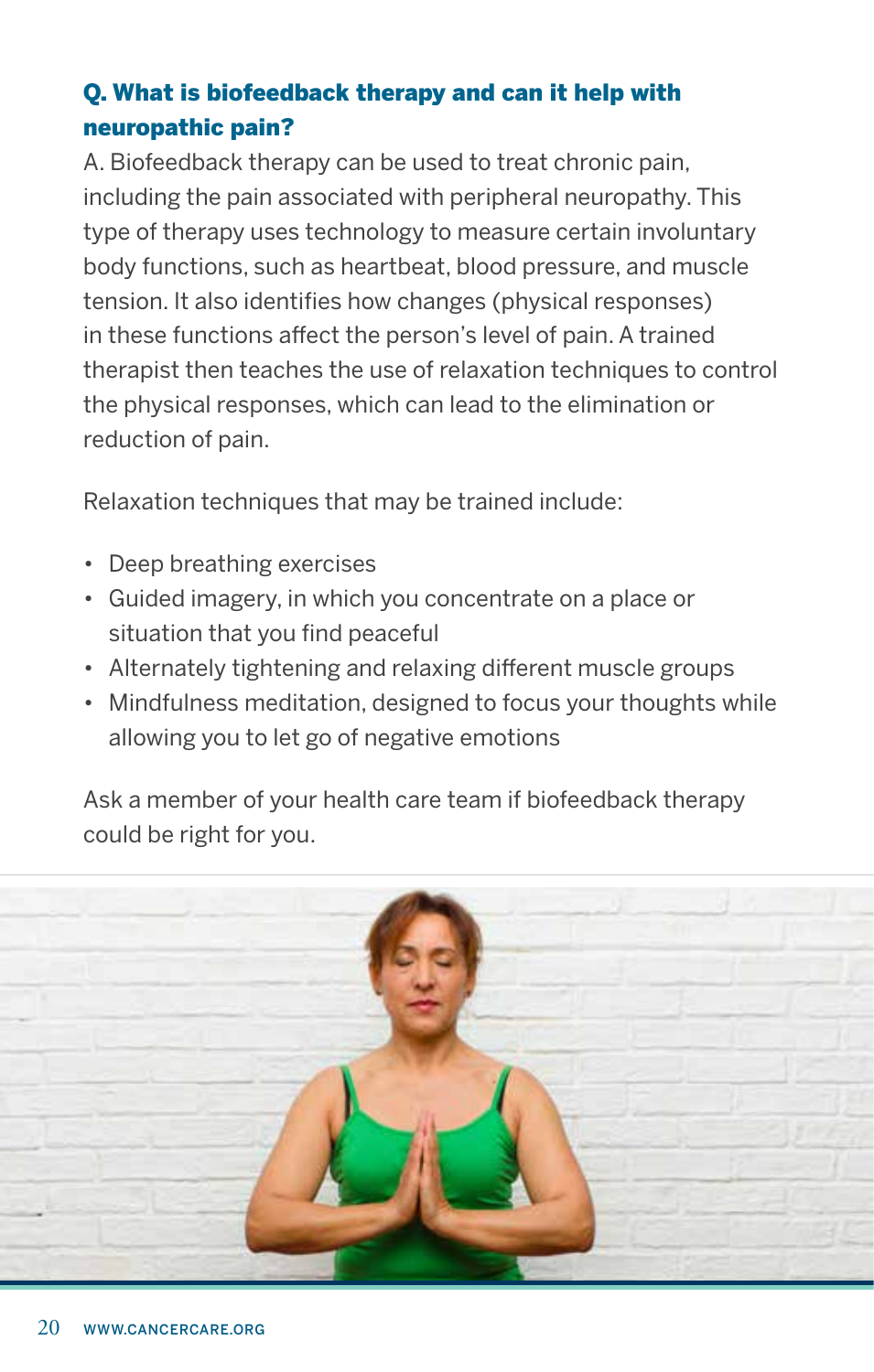**Q. What is biofeedback therapy and can it help with neuropathic pain?**

A. Biofeedback therapy can be used to treat chronic pain, including the pain associated with peripheral neuropathy. This type of therapy uses technology to measure certain involuntary body functions, such as heartbeat, blood pressure, and muscle tension. It also identifies how changes (physical responses) in these functions affect the person's level of pain. A trained therapist then teaches the use of relaxation techniques to control the physical responses, which can lead to the elimination or reduction of pain.

Relaxation techniques that may be trained include:

- Deep breathing exercises
- Guided imagery, in which you concentrate on a place or situation that you find peaceful
- Alternately tightening and relaxing different muscle groups
- Mindfulness meditation, designed to focus your thoughts while allowing you to let go of negative emotions

Ask a member of your health care team if biofeedback therapy could be right for you.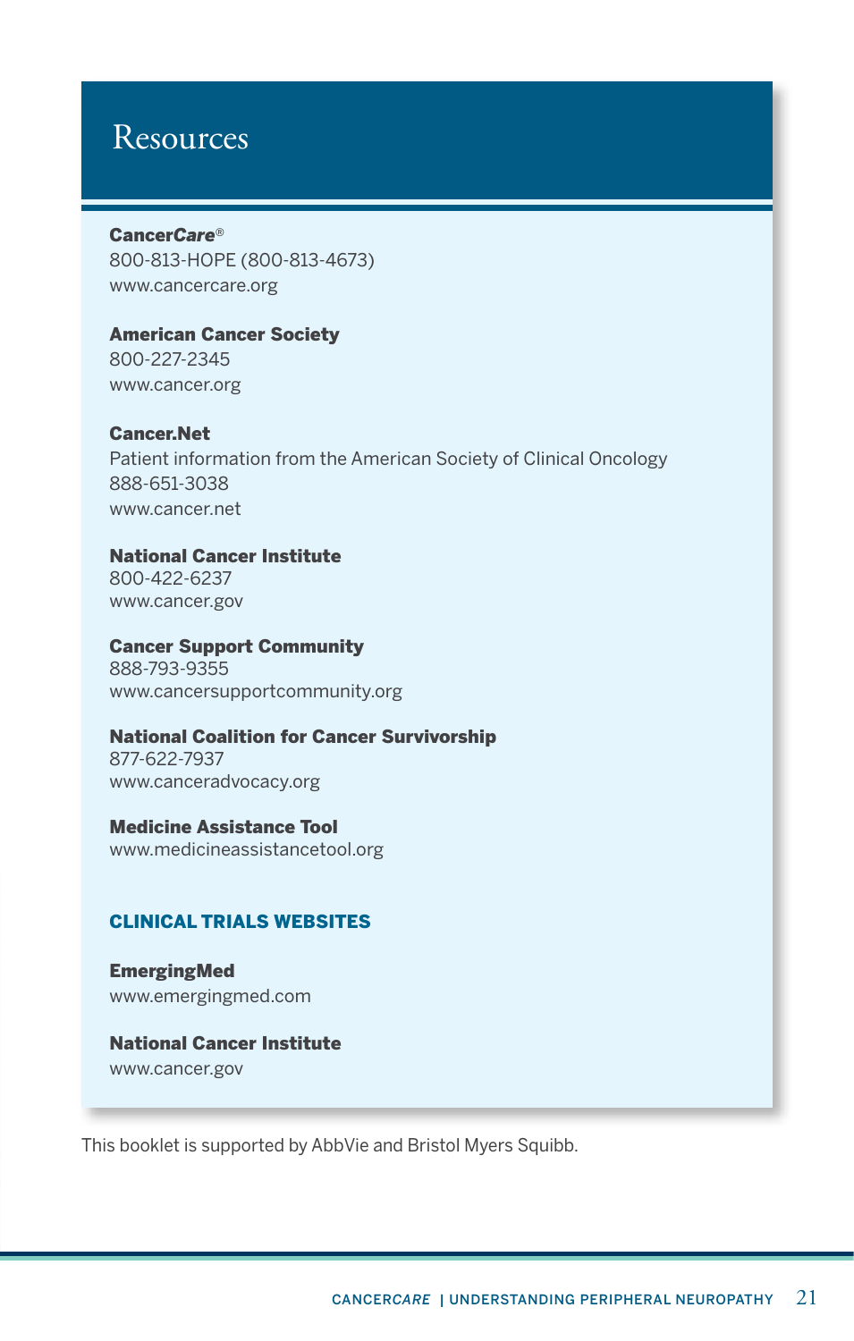# Resources

**Cancer*Care*®**
800-813-HOPE (800-813-4673)
www.cancercare.org

**American Cancer Society**
800-227-2345
www.cancer.org

**Cancer.Net**
Patient information from the American Society of Clinical Oncology
888-651-3038
www.cancer.net

**National Cancer Institute**
800-422-6237
www.cancer.gov

**Cancer Support Community**
888-793-9355
www.cancersupportcommunity.org

**National Coalition for Cancer Survivorship**
877-622-7937
www.canceradvocacy.org

**Medicine Assistance Tool**
www.medicineassistancetool.org

## CLINICAL TRIALS WEBSITES

**EmergingMed**
www.emergingmed.com

**National Cancer Institute**
www.cancer.gov

This booklet is supported by AbbVie and Bristol Myers Squibb.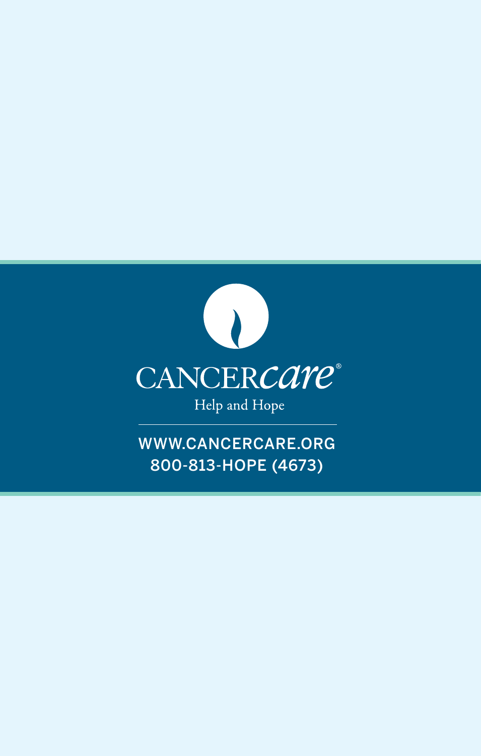CANCERcare®

Help and Hope

WWW.CANCERCARE.ORG
800-813-HOPE (4673)